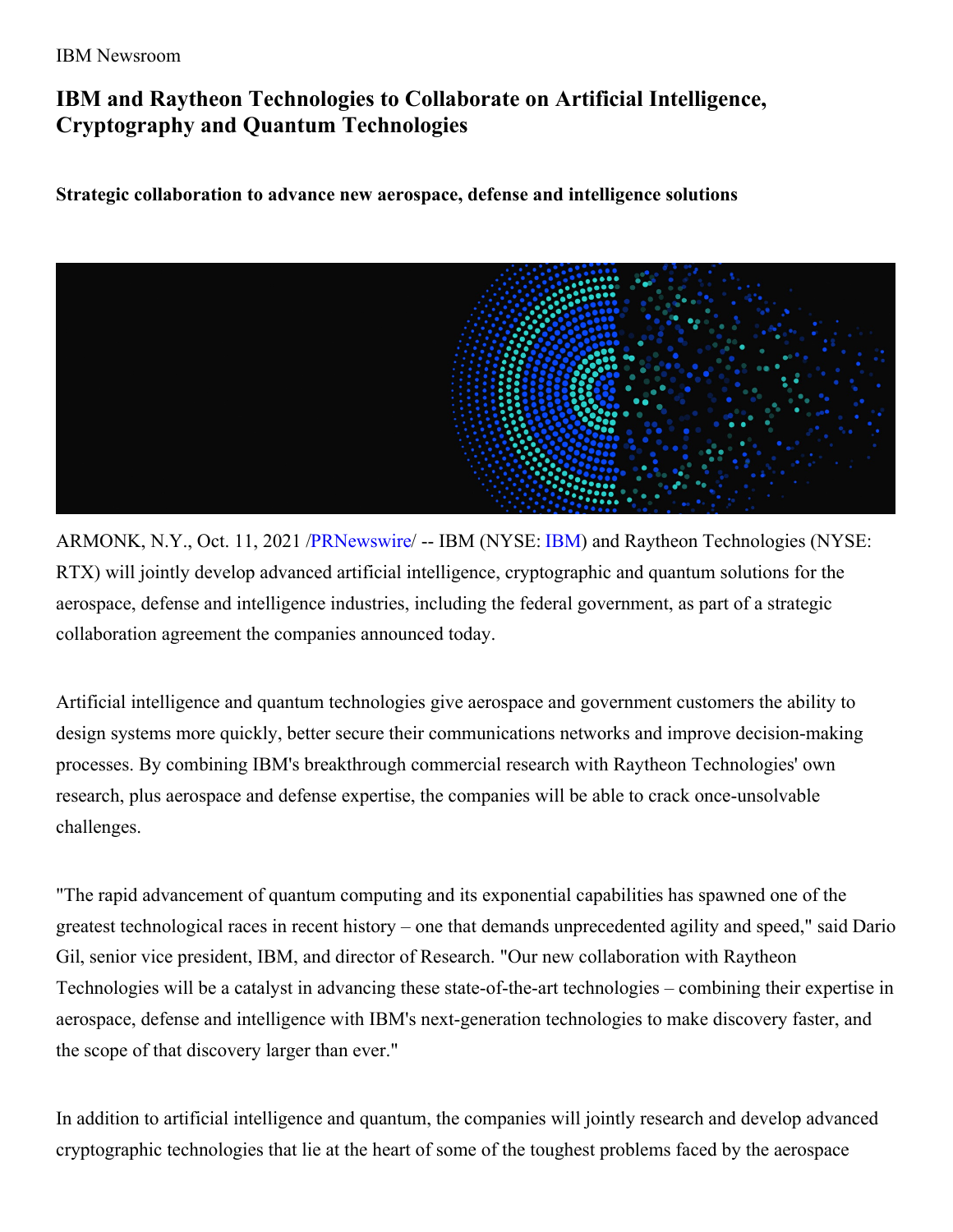IBM Newsroom

# IBM and Raytheon Technologies to Collaborate on Artificial Intelligence, Cryptography and Quantum Technologies

**Strategic collaboration to advance new aerospace, defense and intelligence solutions**

ARMONK, N.Y., Oct. 11, 2021 /PRNewswire/ -- IBM (NYSE: IBM) and Raytheon Technologies (NYSE: RTX) will jointly develop advanced artificial intelligence, cryptographic and quantum solutions for the aerospace, defense and intelligence industries, including the federal government, as part of a strategic collaboration agreement the companies announced today.

Artificial intelligence and quantum technologies give aerospace and government customers the ability to design systems more quickly, better secure their communications networks and improve decision-making processes. By combining IBM's breakthrough commercial research with Raytheon Technologies' own research, plus aerospace and defense expertise, the companies will be able to crack once-unsolvable challenges.

"The rapid advancement of quantum computing and its exponential capabilities has spawned one of the greatest technological races in recent history – one that demands unprecedented agility and speed," said Dario Gil, senior vice president, IBM, and director of Research. "Our new collaboration with Raytheon Technologies will be a catalyst in advancing these state-of-the-art technologies – combining their expertise in aerospace, defense and intelligence with IBM's next-generation technologies to make discovery faster, and the scope of that discovery larger than ever."

In addition to artificial intelligence and quantum, the companies will jointly research and develop advanced cryptographic technologies that lie at the heart of some of the toughest problems faced by the aerospace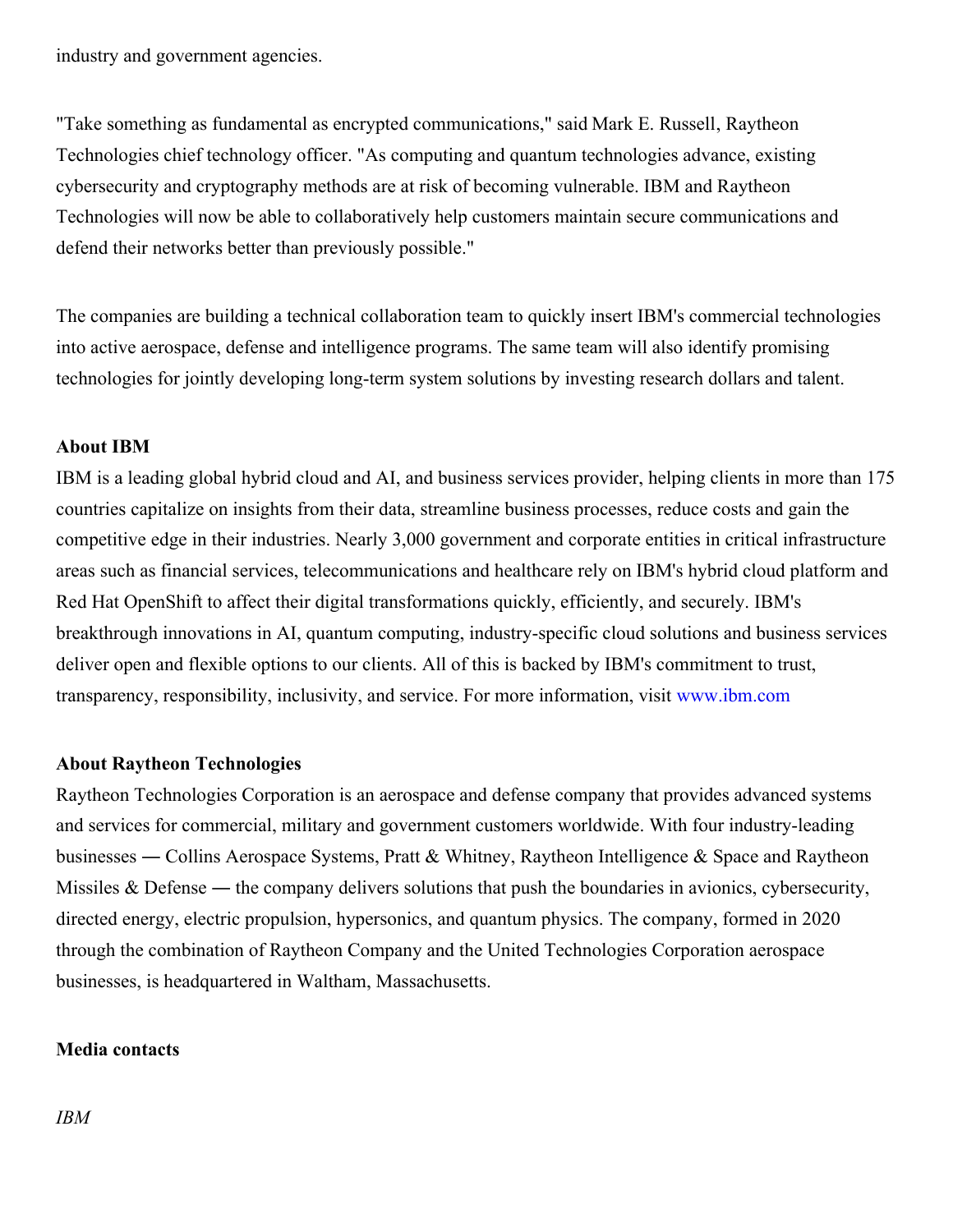industry and government agencies.

"Take something as fundamental as encrypted communications," said Mark E. Russell, Raytheon Technologies chief technology officer. "As computing and quantum technologies advance, existing cybersecurity and cryptography methods are at risk of becoming vulnerable. IBM and Raytheon Technologies will now be able to collaboratively help customers maintain secure communications and defend their networks better than previously possible."

The companies are building a technical collaboration team to quickly insert IBM's commercial technologies into active aerospace, defense and intelligence programs. The same team will also identify promising technologies for jointly developing long-term system solutions by investing research dollars and talent.

**About IBM**

IBM is a leading global hybrid cloud and AI, and business services provider, helping clients in more than 175 countries capitalize on insights from their data, streamline business processes, reduce costs and gain the competitive edge in their industries. Nearly 3,000 government and corporate entities in critical infrastructure areas such as financial services, telecommunications and healthcare rely on IBM's hybrid cloud platform and Red Hat OpenShift to affect their digital transformations quickly, efficiently, and securely. IBM's breakthrough innovations in AI, quantum computing, industry-specific cloud solutions and business services deliver open and flexible options to our clients. All of this is backed by IBM's commitment to trust, transparency, responsibility, inclusivity, and service. For more information, visit www.ibm.com

**About Raytheon Technologies**

Raytheon Technologies Corporation is an aerospace and defense company that provides advanced systems and services for commercial, military and government customers worldwide. With four industry-leading businesses ― Collins Aerospace Systems, Pratt & Whitney, Raytheon Intelligence & Space and Raytheon Missiles & Defense ― the company delivers solutions that push the boundaries in avionics, cybersecurity, directed energy, electric propulsion, hypersonics, and quantum physics. The company, formed in 2020 through the combination of Raytheon Company and the United Technologies Corporation aerospace businesses, is headquartered in Waltham, Massachusetts.

**Media contacts**

*IBM*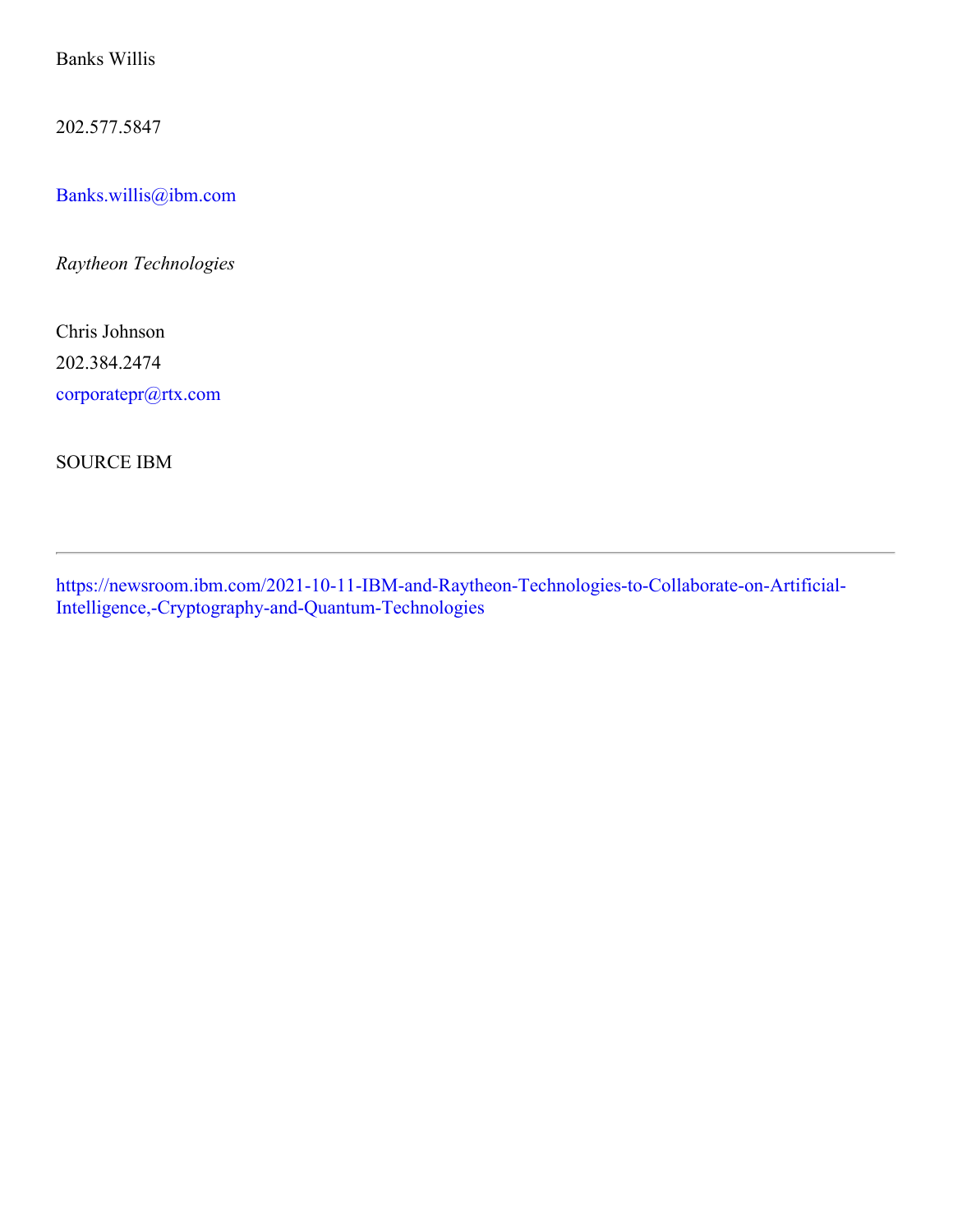Banks Willis

202.577.5847

Banks.willis@ibm.com

*Raytheon Technologies*

Chris Johnson
202.384.2474
corporatepr@rtx.com

SOURCE IBM

---

https://newsroom.ibm.com/2021-10-11-IBM-and-Raytheon-Technologies-to-Collaborate-on-Artificial-Intelligence,-Cryptography-and-Quantum-Technologies